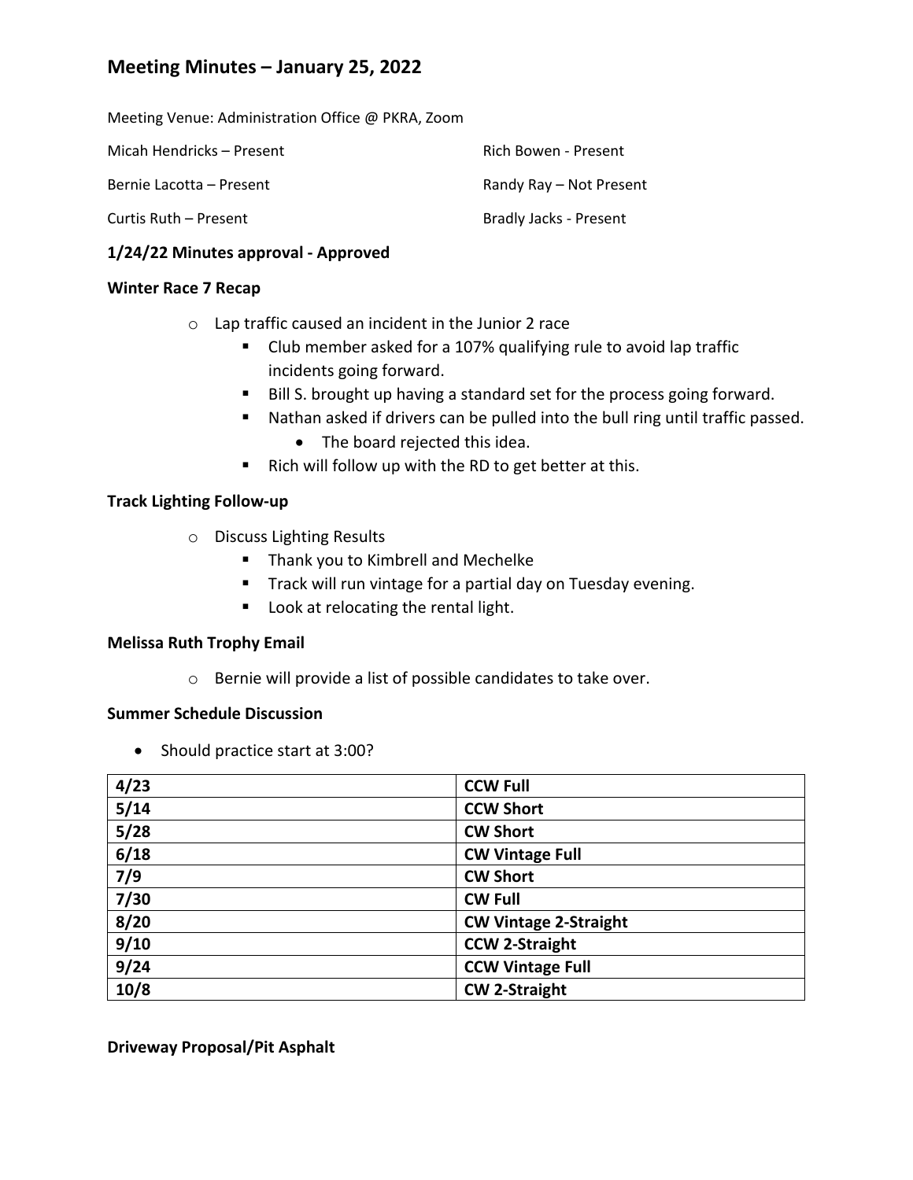# Meeting Minutes – January 25, 2022

Meeting Venue: Administration Office @ PKRA, Zoom

Micah Hendricks – Present

Rich Bowen - Present

Bernie Lacotta – Present

Randy Ray – Not Present

Curtis Ruth – Present

Bradly Jacks - Present

**1/24/22 Minutes approval - Approved**

**Winter Race 7 Recap**

- Lap traffic caused an incident in the Junior 2 race
  - Club member asked for a 107% qualifying rule to avoid lap traffic incidents going forward.
  - Bill S. brought up having a standard set for the process going forward.
  - Nathan asked if drivers can be pulled into the bull ring until traffic passed.
    - The board rejected this idea.
  - Rich will follow up with the RD to get better at this.

**Track Lighting Follow-up**

- Discuss Lighting Results
  - Thank you to Kimbrell and Mechelke
  - Track will run vintage for a partial day on Tuesday evening.
  - Look at relocating the rental light.

**Melissa Ruth Trophy Email**

- Bernie will provide a list of possible candidates to take over.

**Summer Schedule Discussion**

- Should practice start at 3:00?

| 4/23 | CCW Full |
|---|---|
| 5/14 | CCW Short |
| 5/28 | CW Short |
| 6/18 | CW Vintage Full |
| 7/9 | CW Short |
| 7/30 | CW Full |
| 8/20 | CW Vintage 2-Straight |
| 9/10 | CCW 2-Straight |
| 9/24 | CCW Vintage Full |
| 10/8 | CW 2-Straight |

**Driveway Proposal/Pit Asphalt**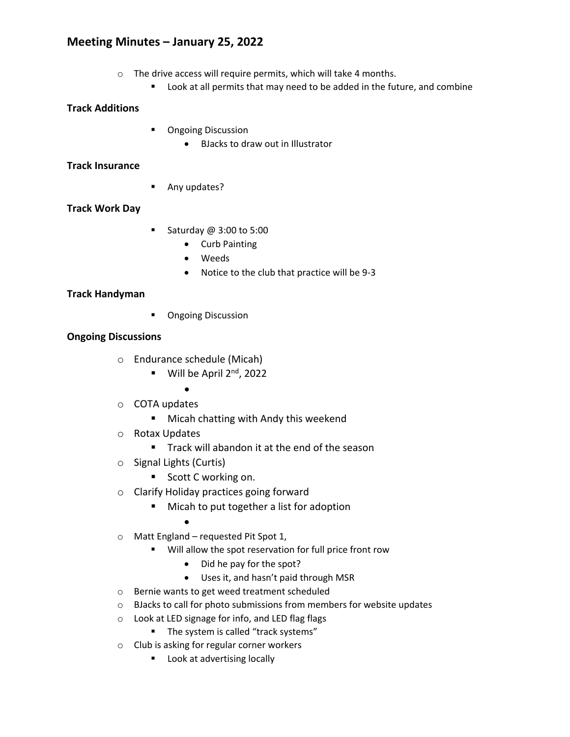# Meeting Minutes – January 25, 2022

- The drive access will require permits, which will take 4 months.
    - Look at all permits that may need to be added in the future, and combine

**Track Additions**

- Ongoing Discussion
    - BJacks to draw out in Illustrator

**Track Insurance**

- Any updates?

**Track Work Day**

- Saturday @ 3:00 to 5:00
    - Curb Painting
    - Weeds
    - Notice to the club that practice will be 9-3

**Track Handyman**

- Ongoing Discussion

**Ongoing Discussions**

- Endurance schedule (Micah)
    - Will be April 2nd, 2022
        -
- COTA updates
    - Micah chatting with Andy this weekend
- Rotax Updates
    - Track will abandon it at the end of the season
- Signal Lights (Curtis)
    - Scott C working on.
- Clarify Holiday practices going forward
    - Micah to put together a list for adoption
        -
- Matt England – requested Pit Spot 1,
    - Will allow the spot reservation for full price front row
        - Did he pay for the spot?
        - Uses it, and hasn't paid through MSR
- Bernie wants to get weed treatment scheduled
- BJacks to call for photo submissions from members for website updates
- Look at LED signage for info, and LED flag flags
    - The system is called "track systems"
- Club is asking for regular corner workers
    - Look at advertising locally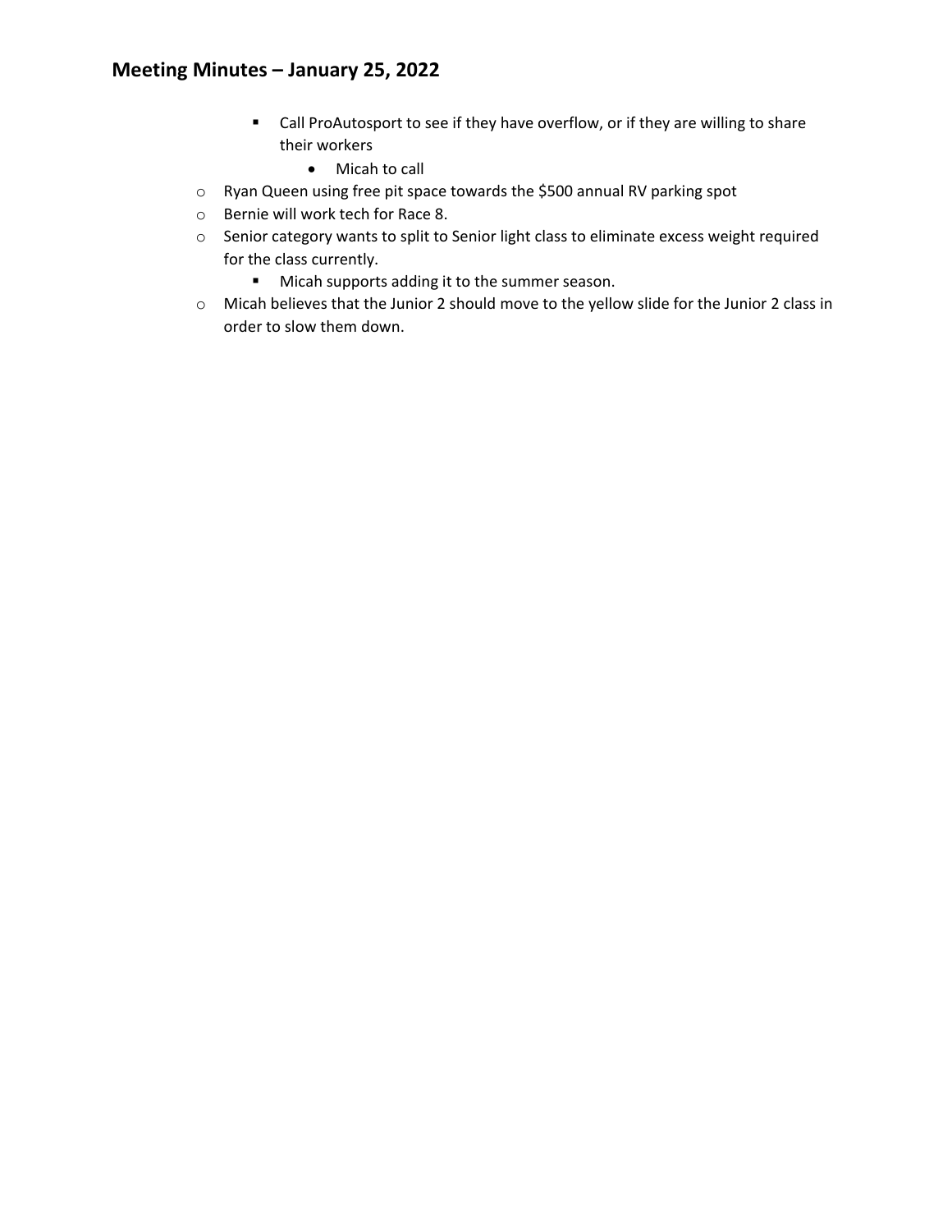- Call ProAutosport to see if they have overflow, or if they are willing to share their workers
            - Micah to call
    - Ryan Queen using free pit space towards the $500 annual RV parking spot
    - Bernie will work tech for Race 8.
    - Senior category wants to split to Senior light class to eliminate excess weight required for the class currently.
        - Micah supports adding it to the summer season.
    - Micah believes that the Junior 2 should move to the yellow slide for the Junior 2 class in order to slow them down.